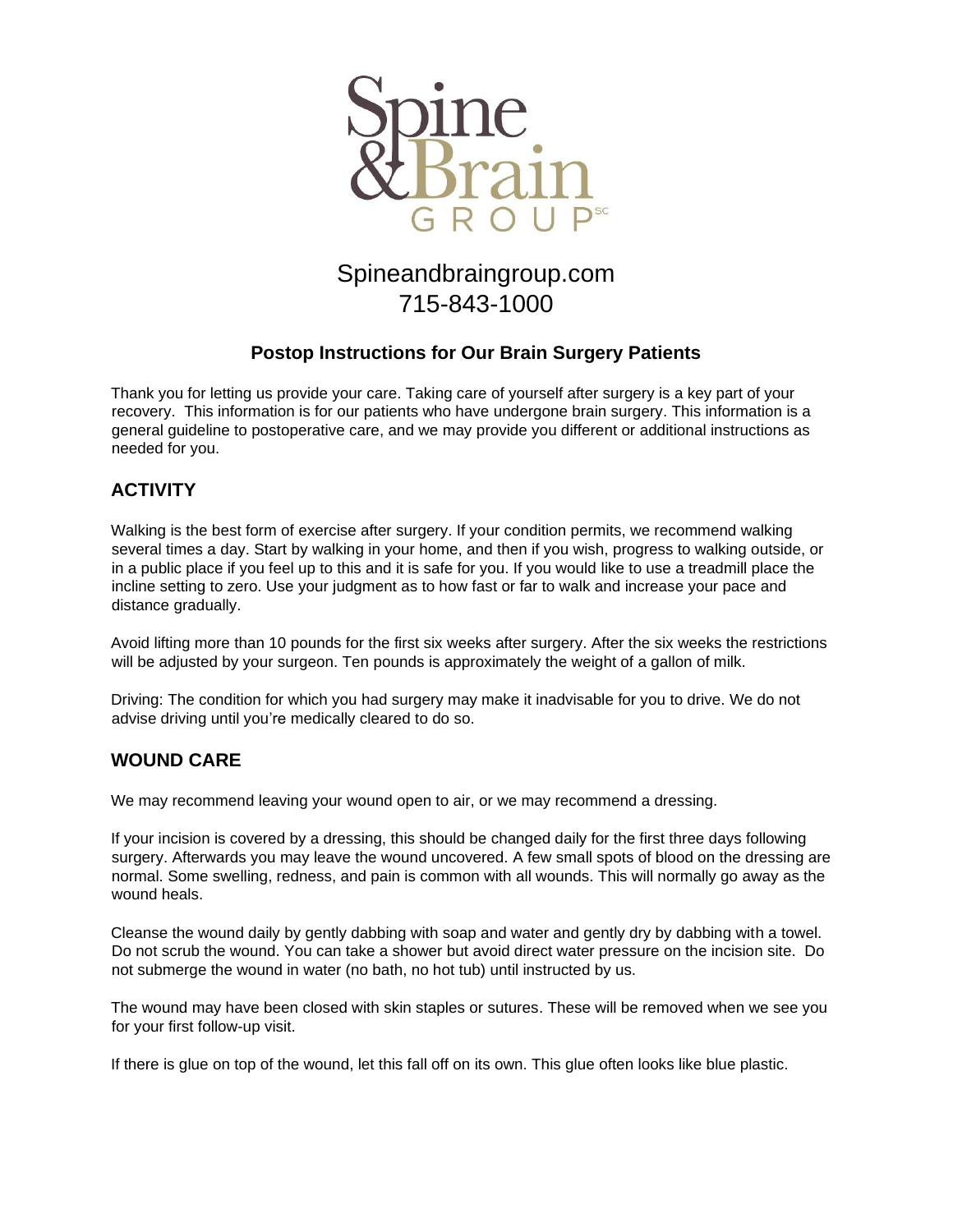Spine & Brain GROUP SC

Spineandbraingroup.com
715-843-1000

## Postop Instructions for Our Brain Surgery Patients

Thank you for letting us provide your care. Taking care of yourself after surgery is a key part of your recovery. This information is for our patients who have undergone brain surgery. This information is a general guideline to postoperative care, and we may provide you different or additional instructions as needed for you.

## ACTIVITY

Walking is the best form of exercise after surgery. If your condition permits, we recommend walking several times a day. Start by walking in your home, and then if you wish, progress to walking outside, or in a public place if you feel up to this and it is safe for you. If you would like to use a treadmill place the incline setting to zero. Use your judgment as to how fast or far to walk and increase your pace and distance gradually.

Avoid lifting more than 10 pounds for the first six weeks after surgery. After the six weeks the restrictions will be adjusted by your surgeon. Ten pounds is approximately the weight of a gallon of milk.

Driving: The condition for which you had surgery may make it inadvisable for you to drive. We do not advise driving until you're medically cleared to do so.

## WOUND CARE

We may recommend leaving your wound open to air, or we may recommend a dressing.

If your incision is covered by a dressing, this should be changed daily for the first three days following surgery. Afterwards you may leave the wound uncovered. A few small spots of blood on the dressing are normal. Some swelling, redness, and pain is common with all wounds. This will normally go away as the wound heals.

Cleanse the wound daily by gently dabbing with soap and water and gently dry by dabbing with a towel. Do not scrub the wound. You can take a shower but avoid direct water pressure on the incision site. Do not submerge the wound in water (no bath, no hot tub) until instructed by us.

The wound may have been closed with skin staples or sutures. These will be removed when we see you for your first follow-up visit.

If there is glue on top of the wound, let this fall off on its own. This glue often looks like blue plastic.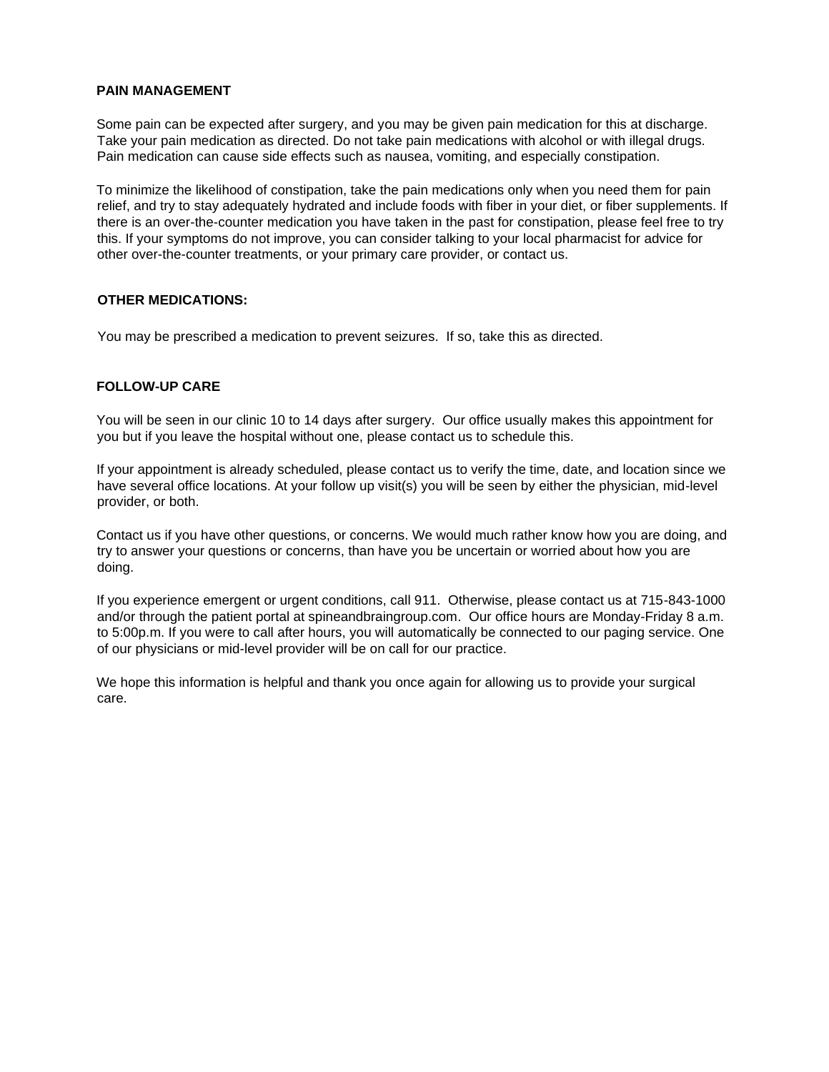## PAIN MANAGEMENT

Some pain can be expected after surgery, and you may be given pain medication for this at discharge. Take your pain medication as directed. Do not take pain medications with alcohol or with illegal drugs. Pain medication can cause side effects such as nausea, vomiting, and especially constipation.

To minimize the likelihood of constipation, take the pain medications only when you need them for pain relief, and try to stay adequately hydrated and include foods with fiber in your diet, or fiber supplements. If there is an over-the-counter medication you have taken in the past for constipation, please feel free to try this. If your symptoms do not improve, you can consider talking to your local pharmacist for advice for other over-the-counter treatments, or your primary care provider, or contact us.

## OTHER MEDICATIONS:

You may be prescribed a medication to prevent seizures. If so, take this as directed.

## FOLLOW-UP CARE

You will be seen in our clinic 10 to 14 days after surgery. Our office usually makes this appointment for you but if you leave the hospital without one, please contact us to schedule this.

If your appointment is already scheduled, please contact us to verify the time, date, and location since we have several office locations. At your follow up visit(s) you will be seen by either the physician, mid-level provider, or both.

Contact us if you have other questions, or concerns. We would much rather know how you are doing, and try to answer your questions or concerns, than have you be uncertain or worried about how you are doing.

If you experience emergent or urgent conditions, call 911. Otherwise, please contact us at 715-843-1000 and/or through the patient portal at spineandbraingroup.com. Our office hours are Monday-Friday 8 a.m. to 5:00p.m. If you were to call after hours, you will automatically be connected to our paging service. One of our physicians or mid-level provider will be on call for our practice.

We hope this information is helpful and thank you once again for allowing us to provide your surgical care.